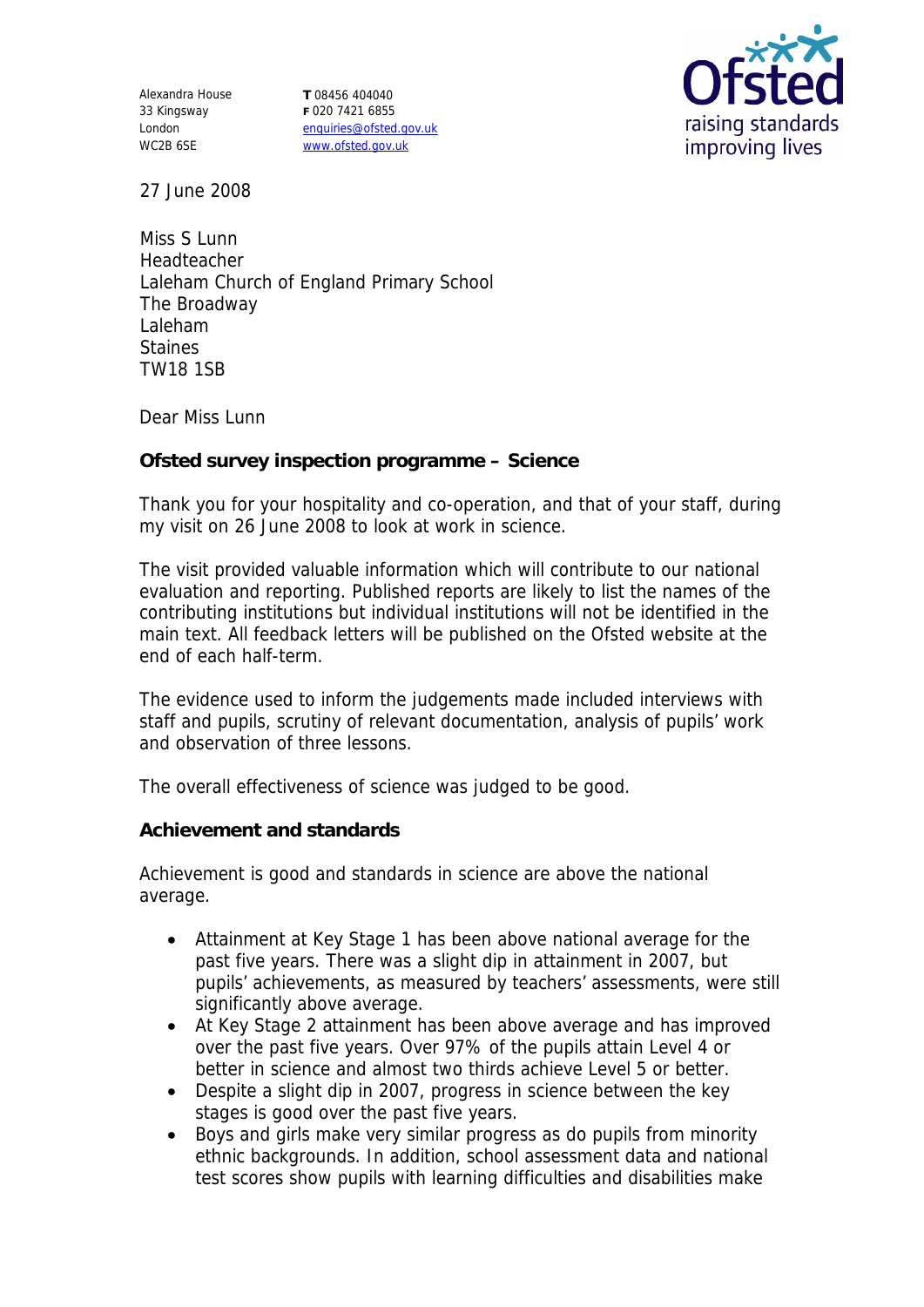Alexandra House
33 Kingsway
London
WC2B 6SE

**T** 08456 404040
**F** 020 7421 6855
enquiries@ofsted.gov.uk
www.ofsted.gov.uk

27 June 2008

Miss S Lunn
Headteacher
Laleham Church of England Primary School
The Broadway
Laleham
Staines
TW18 1SB

Dear Miss Lunn

**Ofsted survey inspection programme – Science**

Thank you for your hospitality and co-operation, and that of your staff, during my visit on 26 June 2008 to look at work in science.

The visit provided valuable information which will contribute to our national evaluation and reporting. Published reports are likely to list the names of the contributing institutions but individual institutions will not be identified in the main text. All feedback letters will be published on the Ofsted website at the end of each half-term.

The evidence used to inform the judgements made included interviews with staff and pupils, scrutiny of relevant documentation, analysis of pupils' work and observation of three lessons.

The overall effectiveness of science was judged to be good.

**Achievement and standards**

Achievement is good and standards in science are above the national average.

- Attainment at Key Stage 1 has been above national average for the past five years. There was a slight dip in attainment in 2007, but pupils' achievements, as measured by teachers' assessments, were still significantly above average.
- At Key Stage 2 attainment has been above average and has improved over the past five years. Over 97% of the pupils attain Level 4 or better in science and almost two thirds achieve Level 5 or better.
- Despite a slight dip in 2007, progress in science between the key stages is good over the past five years.
- Boys and girls make very similar progress as do pupils from minority ethnic backgrounds. In addition, school assessment data and national test scores show pupils with learning difficulties and disabilities make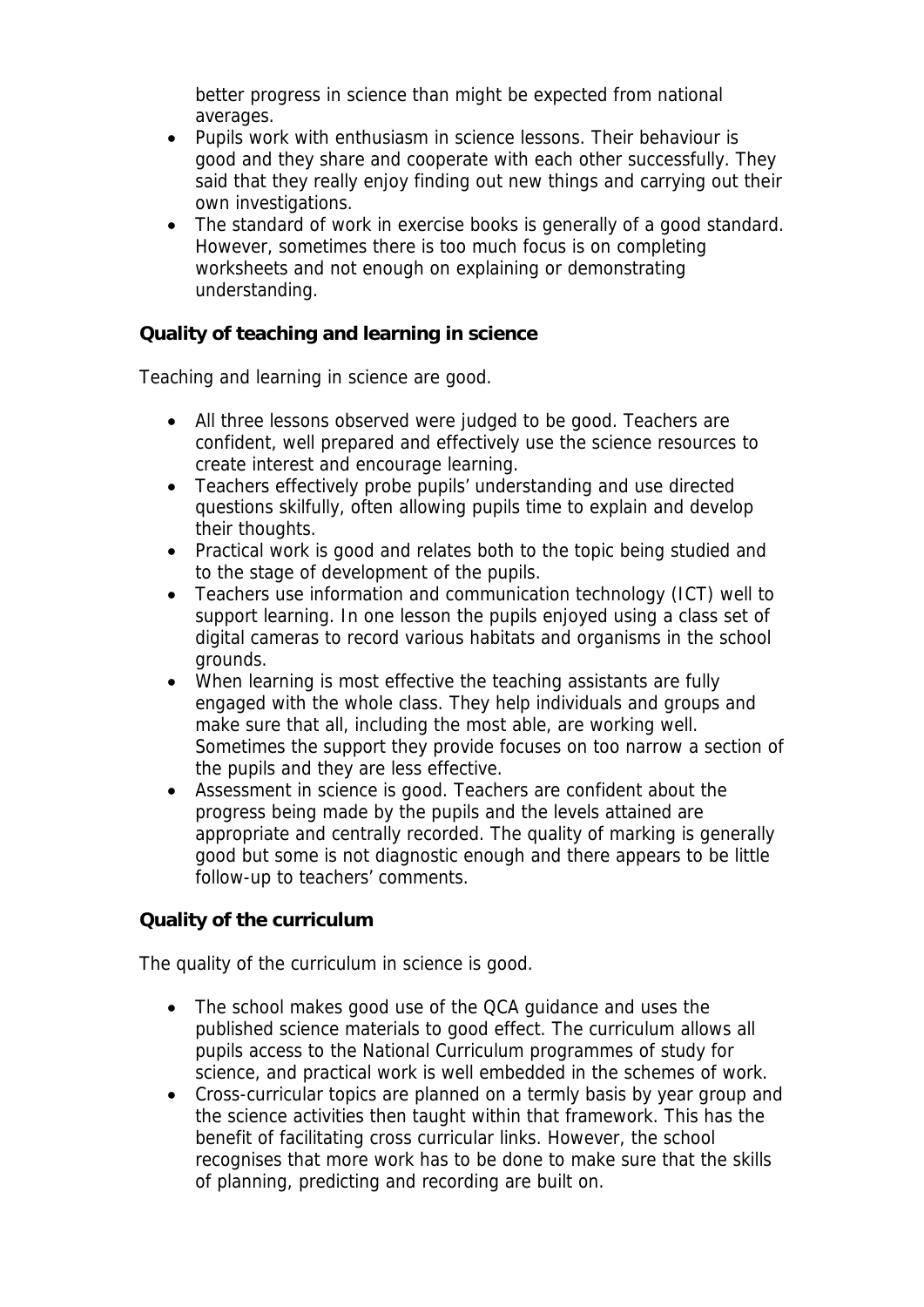better progress in science than might be expected from national averages.

- Pupils work with enthusiasm in science lessons. Their behaviour is good and they share and cooperate with each other successfully. They said that they really enjoy finding out new things and carrying out their own investigations.
- The standard of work in exercise books is generally of a good standard. However, sometimes there is too much focus is on completing worksheets and not enough on explaining or demonstrating understanding.

**Quality of teaching and learning in science**

Teaching and learning in science are good.

- All three lessons observed were judged to be good. Teachers are confident, well prepared and effectively use the science resources to create interest and encourage learning.
- Teachers effectively probe pupils' understanding and use directed questions skilfully, often allowing pupils time to explain and develop their thoughts.
- Practical work is good and relates both to the topic being studied and to the stage of development of the pupils.
- Teachers use information and communication technology (ICT) well to support learning. In one lesson the pupils enjoyed using a class set of digital cameras to record various habitats and organisms in the school grounds.
- When learning is most effective the teaching assistants are fully engaged with the whole class. They help individuals and groups and make sure that all, including the most able, are working well. Sometimes the support they provide focuses on too narrow a section of the pupils and they are less effective.
- Assessment in science is good. Teachers are confident about the progress being made by the pupils and the levels attained are appropriate and centrally recorded. The quality of marking is generally good but some is not diagnostic enough and there appears to be little follow-up to teachers' comments.

**Quality of the curriculum**

The quality of the curriculum in science is good.

- The school makes good use of the QCA guidance and uses the published science materials to good effect. The curriculum allows all pupils access to the National Curriculum programmes of study for science, and practical work is well embedded in the schemes of work.
- Cross-curricular topics are planned on a termly basis by year group and the science activities then taught within that framework. This has the benefit of facilitating cross curricular links. However, the school recognises that more work has to be done to make sure that the skills of planning, predicting and recording are built on.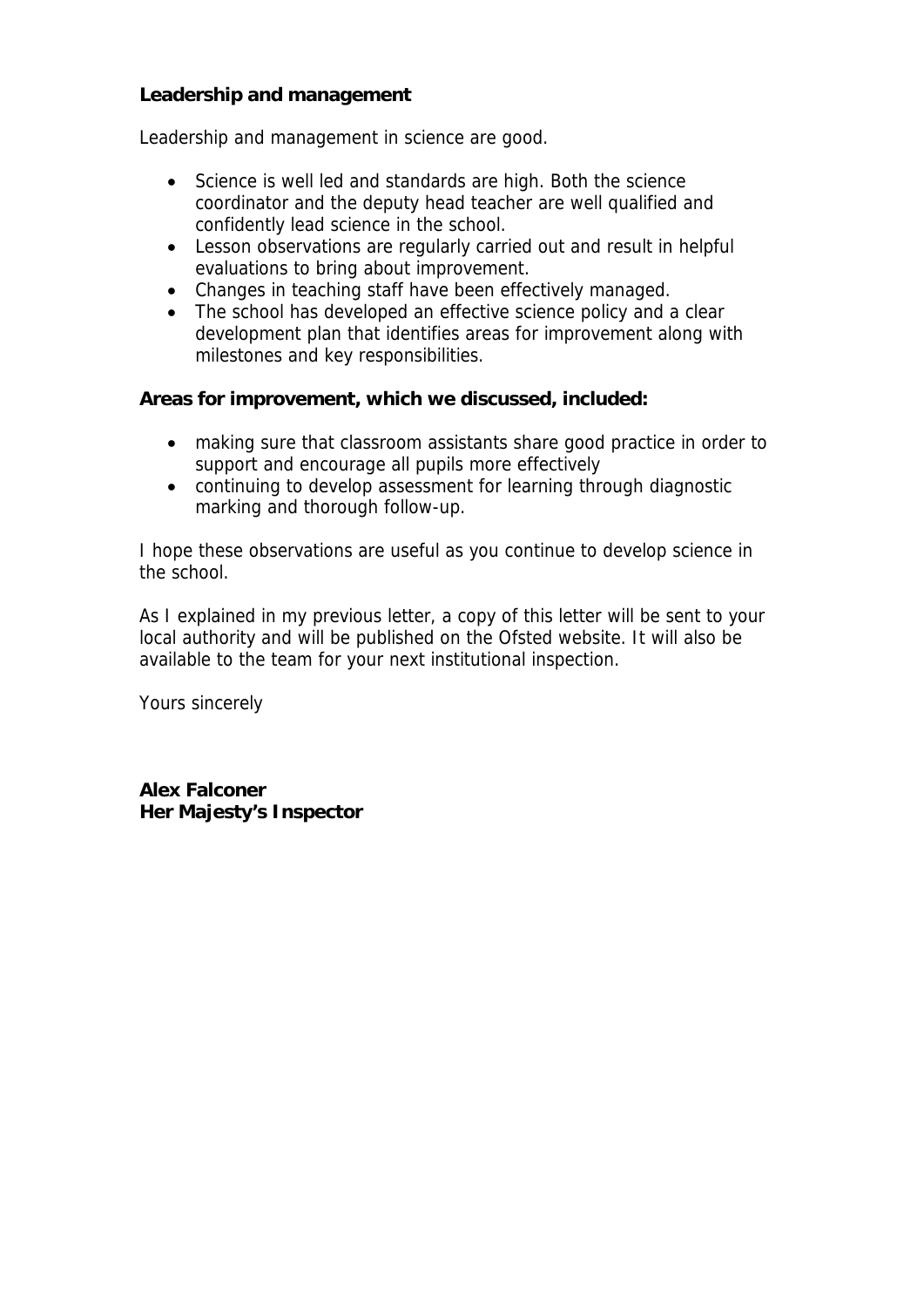**Leadership and management**

Leadership and management in science are good.

- Science is well led and standards are high. Both the science coordinator and the deputy head teacher are well qualified and confidently lead science in the school.
- Lesson observations are regularly carried out and result in helpful evaluations to bring about improvement.
- Changes in teaching staff have been effectively managed.
- The school has developed an effective science policy and a clear development plan that identifies areas for improvement along with milestones and key responsibilities.

**Areas for improvement, which we discussed, included:**

- making sure that classroom assistants share good practice in order to support and encourage all pupils more effectively
- continuing to develop assessment for learning through diagnostic marking and thorough follow-up.

I hope these observations are useful as you continue to develop science in the school.

As I explained in my previous letter, a copy of this letter will be sent to your local authority and will be published on the Ofsted website. It will also be available to the team for your next institutional inspection.

Yours sincerely

**Alex Falconer**
**Her Majesty's Inspector**